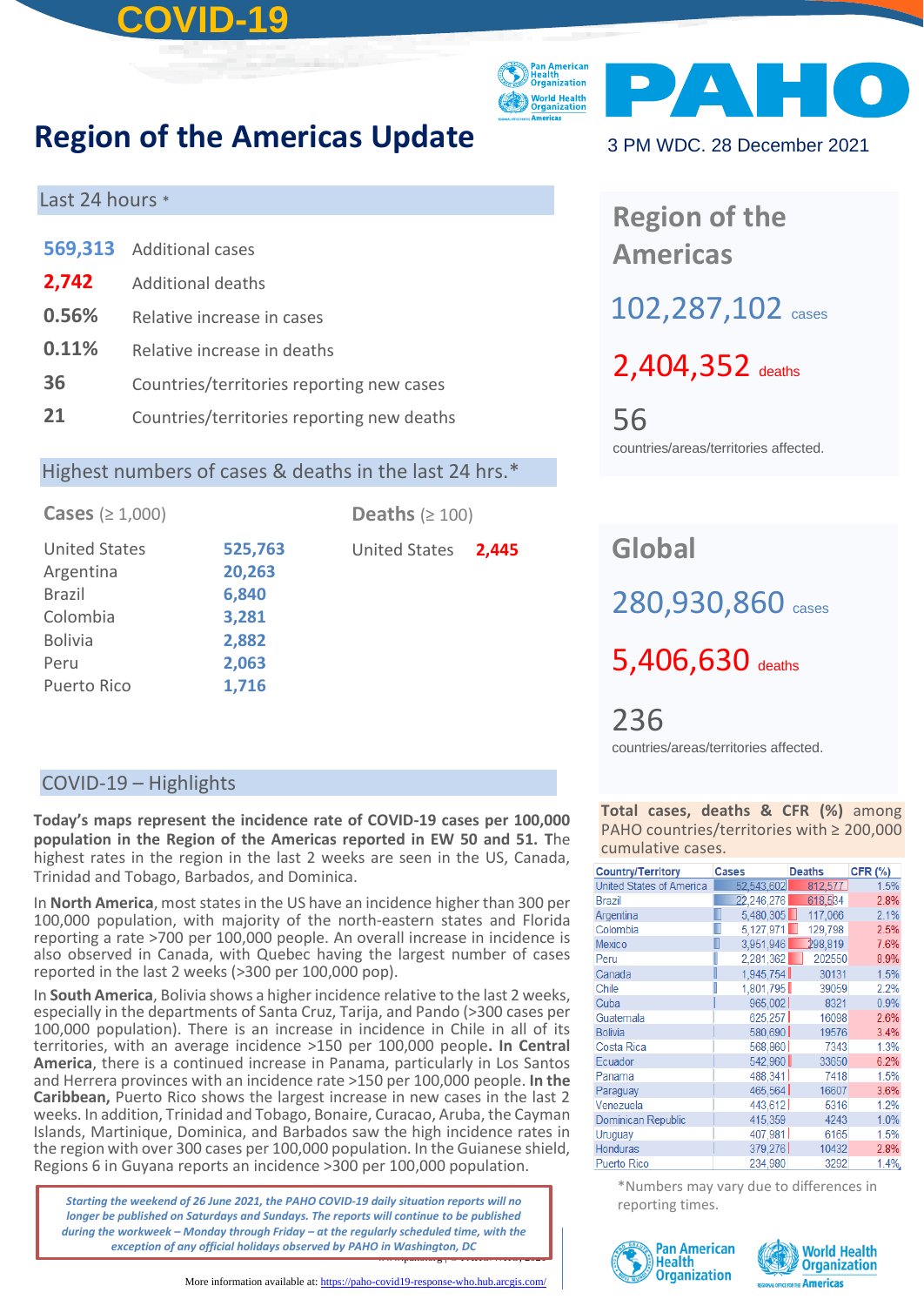# COVID-19

# Region of the Americas Update

3 PM WDC. 28 December 2021

## Last 24 hours *

| | |
|---|---|
| **569,313** | Additional cases |
| **2,742** | Additional deaths |
| **0.56%** | Relative increase in cases |
| **0.11%** | Relative increase in deaths |
| **36** | Countries/territories reporting new cases |
| **21** | Countries/territories reporting new deaths |

## Highest numbers of cases & deaths in the last 24 hrs.*

**Cases** (≥ 1,000)

| | |
|---|---|
| United States | 525,763 |
| Argentina | 20,263 |
| Brazil | 6,840 |
| Colombia | 3,281 |
| Bolivia | 2,882 |
| Peru | 2,063 |
| Puerto Rico | 1,716 |

**Deaths** (≥ 100)

| | |
|---|---|
| United States | 2,445 |

## Region of the Americas

102,287,102 cases

2,404,352 deaths

56 countries/areas/territories affected.

## Global

280,930,860 cases

5,406,630 deaths

236 countries/areas/territories affected.

## COVID-19 – Highlights

**Today's maps represent the incidence rate of COVID-19 cases per 100,000 population in the Region of the Americas reported in EW 50 and 51. T**he highest rates in the region in the last 2 weeks are seen in the US, Canada, Trinidad and Tobago, Barbados, and Dominica.

In **North America**, most states in the US have an incidence higher than 300 per 100,000 population, with majority of the north-eastern states and Florida reporting a rate >700 per 100,000 people. An overall increase in incidence is also observed in Canada, with Quebec having the largest number of cases reported in the last 2 weeks (>300 per 100,000 pop).

In **South America**, Bolivia shows a higher incidence relative to the last 2 weeks, especially in the departments of Santa Cruz, Tarija, and Pando (>300 cases per 100,000 population). There is an increase in incidence in Chile in all of its territories, with an average incidence >150 per 100,000 people**. In Central America**, there is a continued increase in Panama, particularly in Los Santos and Herrera provinces with an incidence rate >150 per 100,000 people. **In the Caribbean,** Puerto Rico shows the largest increase in new cases in the last 2 weeks. In addition, Trinidad and Tobago, Bonaire, Curacao, Aruba, the Cayman Islands, Martinique, Dominica, and Barbados saw the high incidence rates in the region with over 300 cases per 100,000 population. In the Guianese shield, Regions 6 in Guyana reports an incidence >300 per 100,000 population.

*Starting the weekend of 26 June 2021, the PAHO COVID-19 daily situation reports will no longer be published on Saturdays and Sundays. The reports will continue to be published during the workweek – Monday through Friday – at the regularly scheduled time, with the exception of any official holidays observed by PAHO in Washington, DC*

**Total cases, deaths & CFR (%)** among PAHO countries/territories with ≥ 200,000 cumulative cases.

| Country/Territory | Cases | Deaths | CFR (%) |
|---|---|---|---|
| United States of America | 52,543,602 | 812,577 | 1.5% |
| Brazil | 22,246,276 | 618,534 | 2.8% |
| Argentina | 5,480,305 | 117,066 | 2.1% |
| Colombia | 5,127,971 | 129,798 | 2.5% |
| Mexico | 3,951,946 | 298,819 | 7.6% |
| Peru | 2,281,362 | 202550 | 8.9% |
| Canada | 1,945,754 | 30131 | 1.5% |
| Chile | 1,801,795 | 39059 | 2.2% |
| Cuba | 965,002 | 8321 | 0.9% |
| Guatemala | 625,257 | 16098 | 2.6% |
| Bolivia | 580,690 | 19576 | 3.4% |
| Costa Rica | 568,960 | 7343 | 1.3% |
| Ecuador | 542,960 | 33650 | 6.2% |
| Panama | 488,341 | 7418 | 1.5% |
| Paraguay | 465,564 | 16607 | 3.6% |
| Venezuela | 443,612 | 5316 | 1.2% |
| Dominican Republic | 415,359 | 4243 | 1.0% |
| Uruguay | 407,981 | 6165 | 1.5% |
| Honduras | 379,276 | 10432 | 2.8% |
| Puerto Rico | 234,980 | 3292 | 1.4% |

*Numbers may vary due to differences in reporting times.

More information available at: https://paho-covid19-response-who.hub.arcgis.com/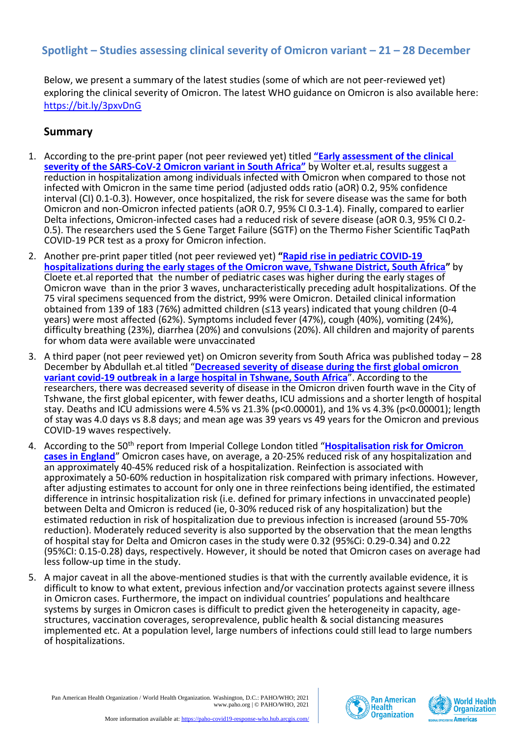## Spotlight – Studies assessing clinical severity of Omicron variant – 21 – 28 December

Below, we present a summary of the latest studies (some of which are not peer-reviewed yet) exploring the clinical severity of Omicron. The latest WHO guidance on Omicron is also available here: https://bit.ly/3pxvDnG

### Summary

1. According to the pre-print paper (not peer reviewed yet) titled **"Early assessment of the clinical severity of the SARS-CoV-2 Omicron variant in South Africa"** by Wolter et.al, results suggest a reduction in hospitalization among individuals infected with Omicron when compared to those not infected with Omicron in the same time period (adjusted odds ratio (aOR) 0.2, 95% confidence interval (CI) 0.1-0.3). However, once hospitalized, the risk for severe disease was the same for both Omicron and non-Omicron infected patients (aOR 0.7, 95% CI 0.3-1.4). Finally, compared to earlier Delta infections, Omicron-infected cases had a reduced risk of severe disease (aOR 0.3, 95% CI 0.2-0.5). The researchers used the S Gene Target Failure (SGTF) on the Thermo Fisher Scientific TaqPath COVID-19 PCR test as a proxy for Omicron infection.
2. Another pre-print paper titled (not peer reviewed yet) **"Rapid rise in pediatric COVID-19 hospitalizations during the early stages of the Omicron wave, Tshwane District, South Africa"** by Cloete et.al reported that the number of pediatric cases was higher during the early stages of Omicron wave than in the prior 3 waves, uncharacteristically preceding adult hospitalizations. Of the 75 viral specimens sequenced from the district, 99% were Omicron. Detailed clinical information obtained from 139 of 183 (76%) admitted children (≤13 years) indicated that young children (0-4 years) were most affected (62%). Symptoms included fever (47%), cough (40%), vomiting (24%), difficulty breathing (23%), diarrhea (20%) and convulsions (20%). All children and majority of parents for whom data were available were unvaccinated
3. A third paper (not peer reviewed yet) on Omicron severity from South Africa was published today – 28 December by Abdullah et.al titled "**Decreased severity of disease during the first global omicron variant covid-19 outbreak in a large hospital in Tshwane, South Africa**". According to the researchers, there was decreased severity of disease in the Omicron driven fourth wave in the City of Tshwane, the first global epicenter, with fewer deaths, ICU admissions and a shorter length of hospital stay. Deaths and ICU admissions were 4.5% vs 21.3% ($p<0.00001$), and 1% vs 4.3% ($p<0.00001$); length of stay was 4.0 days vs 8.8 days; and mean age was 39 years vs 49 years for the Omicron and previous COVID-19 waves respectively.
4. According to the 50th report from Imperial College London titled "**Hospitalisation risk for Omicron cases in England**" Omicron cases have, on average, a 20-25% reduced risk of any hospitalization and an approximately 40-45% reduced risk of a hospitalization. Reinfection is associated with approximately a 50-60% reduction in hospitalization risk compared with primary infections. However, after adjusting estimates to account for only one in three reinfections being identified, the estimated difference in intrinsic hospitalization risk (i.e. defined for primary infections in unvaccinated people) between Delta and Omicron is reduced (ie, 0-30% reduced risk of any hospitalization) but the estimated reduction in risk of hospitalization due to previous infection is increased (around 55-70% reduction). Moderately reduced severity is also supported by the observation that the mean lengths of hospital stay for Delta and Omicron cases in the study were 0.32 (95%Ci: 0.29-0.34) and 0.22 (95%CI: 0.15-0.28) days, respectively. However, it should be noted that Omicron cases on average had less follow-up time in the study.
5. A major caveat in all the above-mentioned studies is that with the currently available evidence, it is difficult to know to what extent, previous infection and/or vaccination protects against severe illness in Omicron cases. Furthermore, the impact on individual countries' populations and healthcare systems by surges in Omicron cases is difficult to predict given the heterogeneity in capacity, age-structures, vaccination coverages, seroprevalence, public health & social distancing measures implemented etc. At a population level, large numbers of infections could still lead to large numbers of hospitalizations.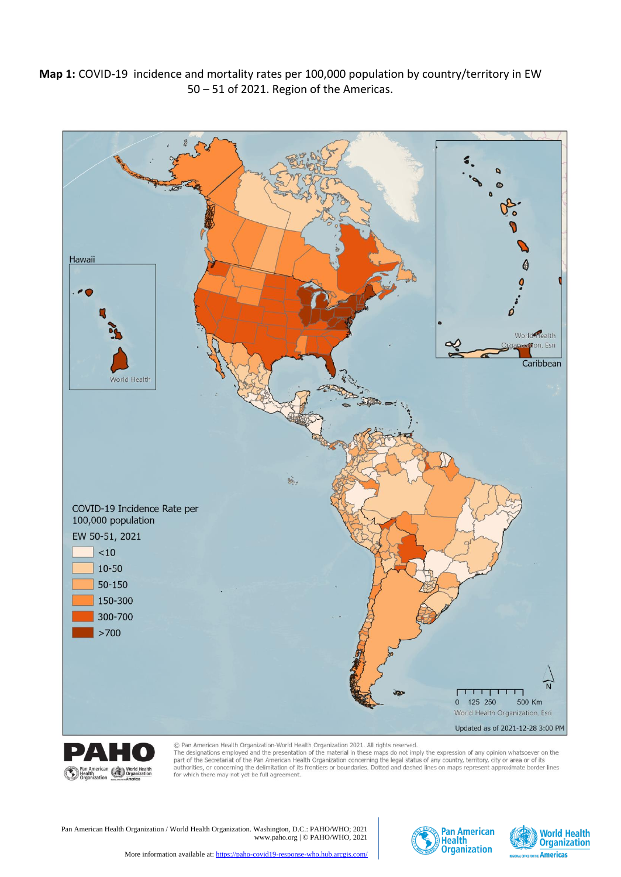**Map 1:** COVID-19 incidence and mortality rates per 100,000 population by country/territory in EW 50 – 51 of 2021. Region of the Americas.

Hawaii

World Health

World Health Organization, Esri

Caribbean

COVID-19 Incidence Rate per 100,000 population

EW 50-51, 2021

<10

10-50

50-150

150-300

300-700

>700

N

0 125 250 500 Km

World Health Organization, Esri

Updated as of 2021-12-28 3:00 PM

PAHO

Pan American Health Organization | World Health Organization

© Pan American Health Organization-World Health Organization 2021. All rights reserved.
The designations employed and the presentation of the material in these maps do not imply the expression of any opinion whatsoever on the part of the Secretariat of the Pan American Health Organization concerning the legal status of any country, territory, city or area or of its authorities, or concerning the delimitation of its frontiers or boundaries. Dotted and dashed lines on maps represent approximate border lines for which there may not yet be full agreement.

Pan American Health Organization / World Health Organization. Washington, D.C.: PAHO/WHO; 2021
www.paho.org | © PAHO/WHO, 2021

More information available at: https://paho-covid19-response-who.hub.arcgis.com/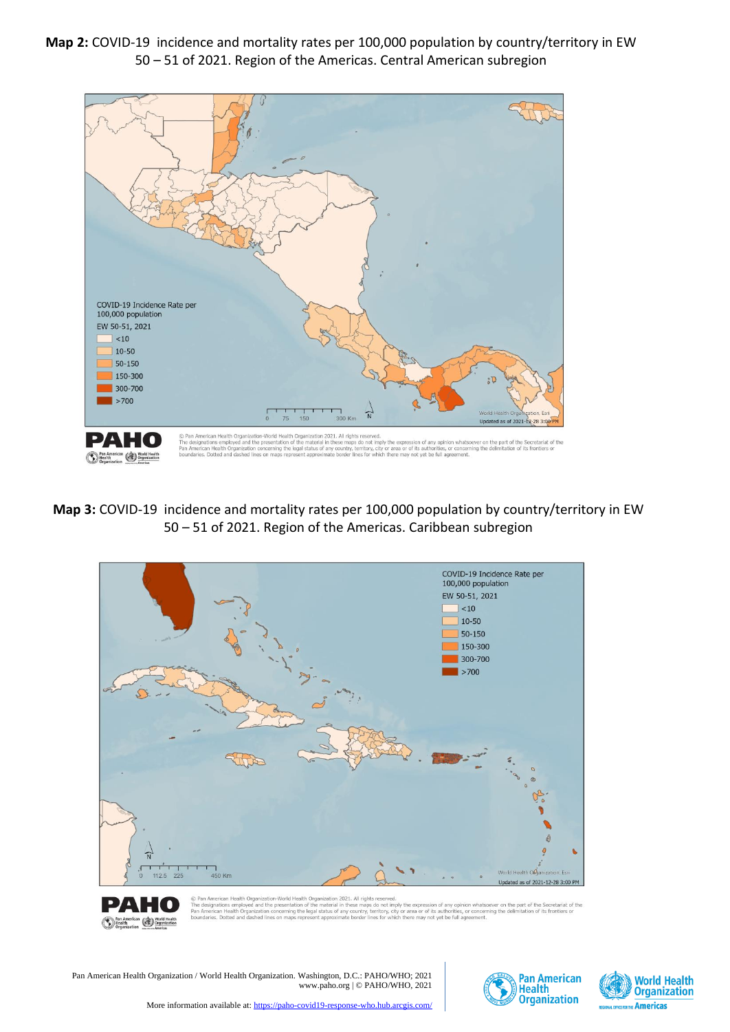**Map 2:** COVID-19 incidence and mortality rates per 100,000 population by country/territory in EW 50 – 51 of 2021. Region of the Americas. Central American subregion

COVID-19 Incidence Rate per 100,000 population
EW 50-51, 2021
<10
10-50
50-150
150-300
300-700
>700

0 75 150 300 Km

World Health Organization, Esri
Updated as of 2021-12-28 3:00 PM

PAHO

© Pan American Health Organization-World Health Organization 2021. All rights reserved.
The designations employed and the presentation of the material in these maps do not imply the expression of any opinion whatsoever on the part of the Secretariat of the Pan American Health Organization concerning the legal status of any country, territory, city or area or of its authorities, or concerning the delimitation of its frontiers or boundaries. Dotted and dashed lines on maps represent approximate border lines for which there may not yet be full agreement.

**Map 3:** COVID-19 incidence and mortality rates per 100,000 population by country/territory in EW 50 – 51 of 2021. Region of the Americas. Caribbean subregion

COVID-19 Incidence Rate per 100,000 population
EW 50-51, 2021
<10
10-50
50-150
150-300
300-700
>700

0 112.5 225 450 Km

World Health Organization, Esri
Updated as of 2021-12-28 3:00 PM

PAHO

© Pan American Health Organization-World Health Organization 2021. All rights reserved.
The designations employed and the presentation of the material in these maps do not imply the expression of any opinion whatsoever on the part of the Secretariat of the Pan American Health Organization concerning the legal status of any country, territory, city or area or of its authorities, or concerning the delimitation of its frontiers or boundaries. Dotted and dashed lines on maps represent approximate border lines for which there may not yet be full agreement.

Pan American Health Organization / World Health Organization. Washington, D.C.: PAHO/WHO; 2021
www.paho.org | © PAHO/WHO, 2021

More information available at: https://paho-covid19-response-who.hub.arcgis.com/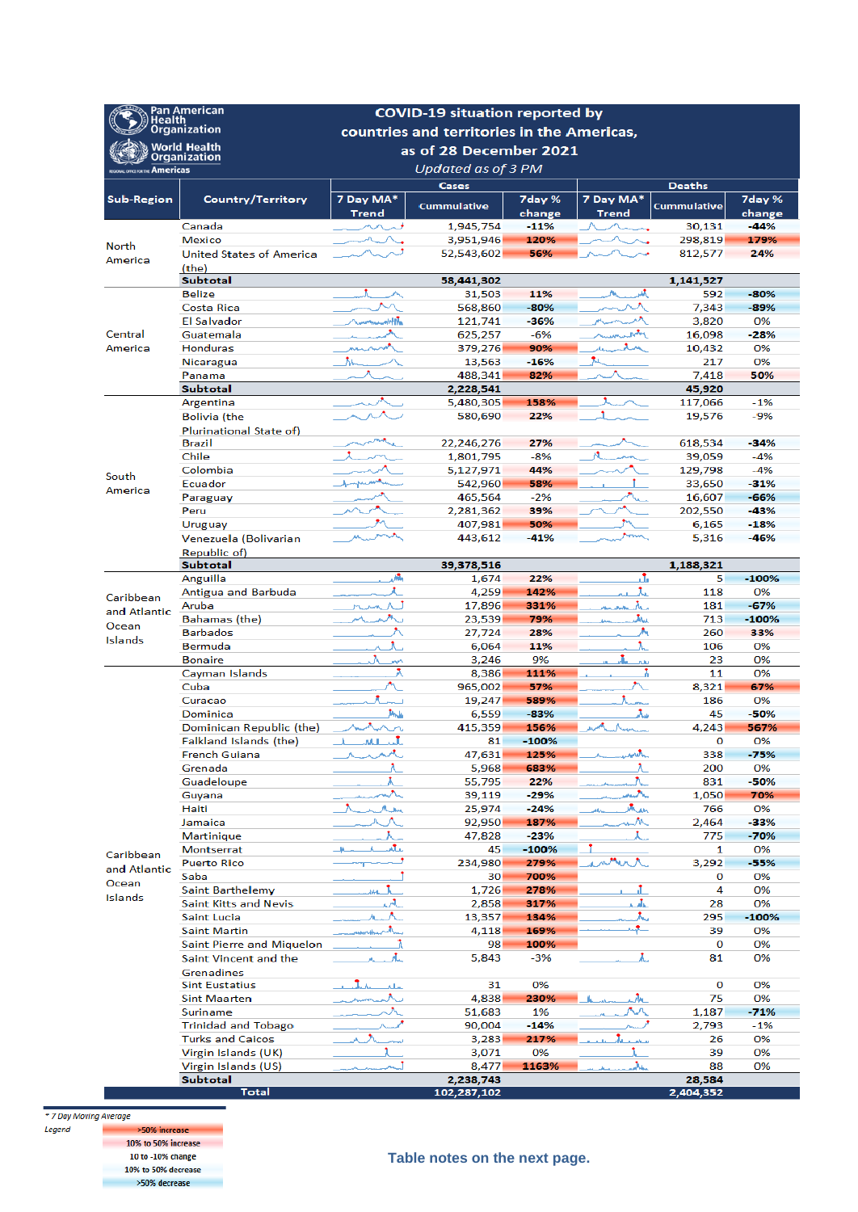Pan American Health Organization
World Health Organization
REGIONAL OFFICE FOR THE Americas

# COVID-19 situation reported by countries and territories in the Americas, as of 28 December 2021

*Updated as of 3 PM*

| Sub-Region | Country/Territory | Cases | | | | Deaths | | | |
|---|---|---|---|---|---|---|---|---|---|
| | | 7 Day MA* Trend | Cummulative | 7day % change | | 7 Day MA* Trend | Cummulative | 7day % change | |
| North America | Canada | | 1,945,754 | -11% | | | 30,131 | -44% | |
| | Mexico | | 3,951,946 | 120% | | | 298,819 | 179% | |
| | United States of America (the) | | 52,543,602 | 56% | | | 812,577 | 24% | |
| | **Subtotal** | | **58,441,302** | | | | **1,141,527** | | |
| Central America | Belize | | 31,503 | 11% | | | 592 | -80% | |
| | Costa Rica | | 568,860 | -80% | | | 7,343 | -89% | |
| | El Salvador | | 121,741 | -36% | | | 3,820 | 0% | |
| | Guatemala | | 625,257 | -6% | | | 16,098 | -28% | |
| | Honduras | | 379,276 | 90% | | | 10,432 | 0% | |
| | Nicaragua | | 13,563 | -16% | | | 217 | 0% | |
| | Panama | | 488,341 | 82% | | | 7,418 | 50% | |
| | **Subtotal** | | **2,228,541** | | | | **45,920** | | |
| South America | Argentina | | 5,480,305 | 158% | | | 117,066 | -1% | |
| | Bolivia (the Plurinational State of) | | 580,690 | 22% | | | 19,576 | -9% | |
| | Brazil | | 22,246,276 | 27% | | | 618,534 | -34% | |
| | Chile | | 1,801,795 | -8% | | | 39,059 | -4% | |
| | Colombia | | 5,127,971 | 44% | | | 129,798 | -4% | |
| | Ecuador | | 542,960 | 58% | | | 33,650 | -31% | |
| | Paraguay | | 465,564 | -2% | | | 16,607 | -66% | |
| | Peru | | 2,281,362 | 39% | | | 202,550 | -43% | |
| | Uruguay | | 407,981 | 50% | | | 6,165 | -18% | |
| | Venezuela (Bolivarian Republic of) | | 443,612 | -41% | | | 5,316 | -46% | |
| | **Subtotal** | | **39,378,516** | | | | **1,188,321** | | |
| Caribbean and Atlantic Ocean Islands | Anguilla | | 1,674 | 22% | | | 5 | -100% | |
| | Antigua and Barbuda | | 4,259 | 142% | | | 118 | 0% | |
| | Aruba | | 17,896 | 331% | | | 181 | -67% | |
| | Bahamas (the) | | 23,539 | 79% | | | 713 | -100% | |
| | Barbados | | 27,724 | 28% | | | 260 | 33% | |
| | Bermuda | | 6,064 | 11% | | | 106 | 0% | |
| | Bonaire | | 3,246 | 9% | | | 23 | 0% | |
| Caribbean and Atlantic Ocean Islands | Cayman Islands | | 8,386 | 111% | | | 11 | 0% | |
| | Cuba | | 965,002 | 57% | | | 8,321 | 67% | |
| | Curacao | | 19,247 | 589% | | | 186 | 0% | |
| | Dominica | | 6,559 | -83% | | | 45 | -50% | |
| | Dominican Republic (the) | | 415,359 | 156% | | | 4,243 | 567% | |
| | Falkland Islands (the) | | 81 | -100% | | | 0 | 0% | |
| | French Guiana | | 47,631 | 125% | | | 338 | -75% | |
| | Grenada | | 5,968 | 683% | | | 200 | 0% | |
| | Guadeloupe | | 55,795 | 22% | | | 831 | -50% | |
| | Guyana | | 39,119 | -29% | | | 1,050 | 70% | |
| | Haiti | | 25,974 | -24% | | | 766 | 0% | |
| | Jamaica | | 92,950 | 187% | | | 2,464 | -33% | |
| | Martinique | | 47,828 | -23% | | | 775 | -70% | |
| | Montserrat | | 45 | -100% | | | 1 | 0% | |
| | Puerto Rico | | 234,980 | 279% | | | 3,292 | -55% | |
| | Saba | | 30 | 700% | | | 0 | 0% | |
| | Saint Barthelemy | | 1,726 | 278% | | | 4 | 0% | |
| | Saint Kitts and Nevis | | 2,858 | 317% | | | 28 | 0% | |
| | Saint Lucia | | 13,357 | 134% | | | 295 | -100% | |
| | Saint Martin | | 4,118 | 169% | | | 39 | 0% | |
| | Saint Pierre and Miquelon | | 98 | 100% | | | 0 | 0% | |
| | Saint Vincent and the Grenadines | | 5,843 | -3% | | | 81 | 0% | |
| | Sint Eustatius | | 31 | 0% | | | 0 | 0% | |
| | Sint Maarten | | 4,838 | 230% | | | 75 | 0% | |
| | Suriname | | 51,683 | 1% | | | 1,187 | -71% | |
| | Trinidad and Tobago | | 90,004 | -14% | | | 2,793 | -1% | |
| | Turks and Caicos | | 3,283 | 217% | | | 26 | 0% | |
| | Virgin Islands (UK) | | 3,071 | 0% | | | 39 | 0% | |
| | Virgin Islands (US) | | 8,477 | 1163% | | | 88 | 0% | |
| | **Subtotal** | | **2,238,743** | | | | **28,584** | | |
| **Total** | | | **102,287,102** | | | | **2,404,352** | | |

\* 7 Day Moving Average

Legend
- >50% increase
- 10% to 50% increase
- 10 to -10% change
- 10% to 50% decrease
- >50% decrease

Table notes on the next page.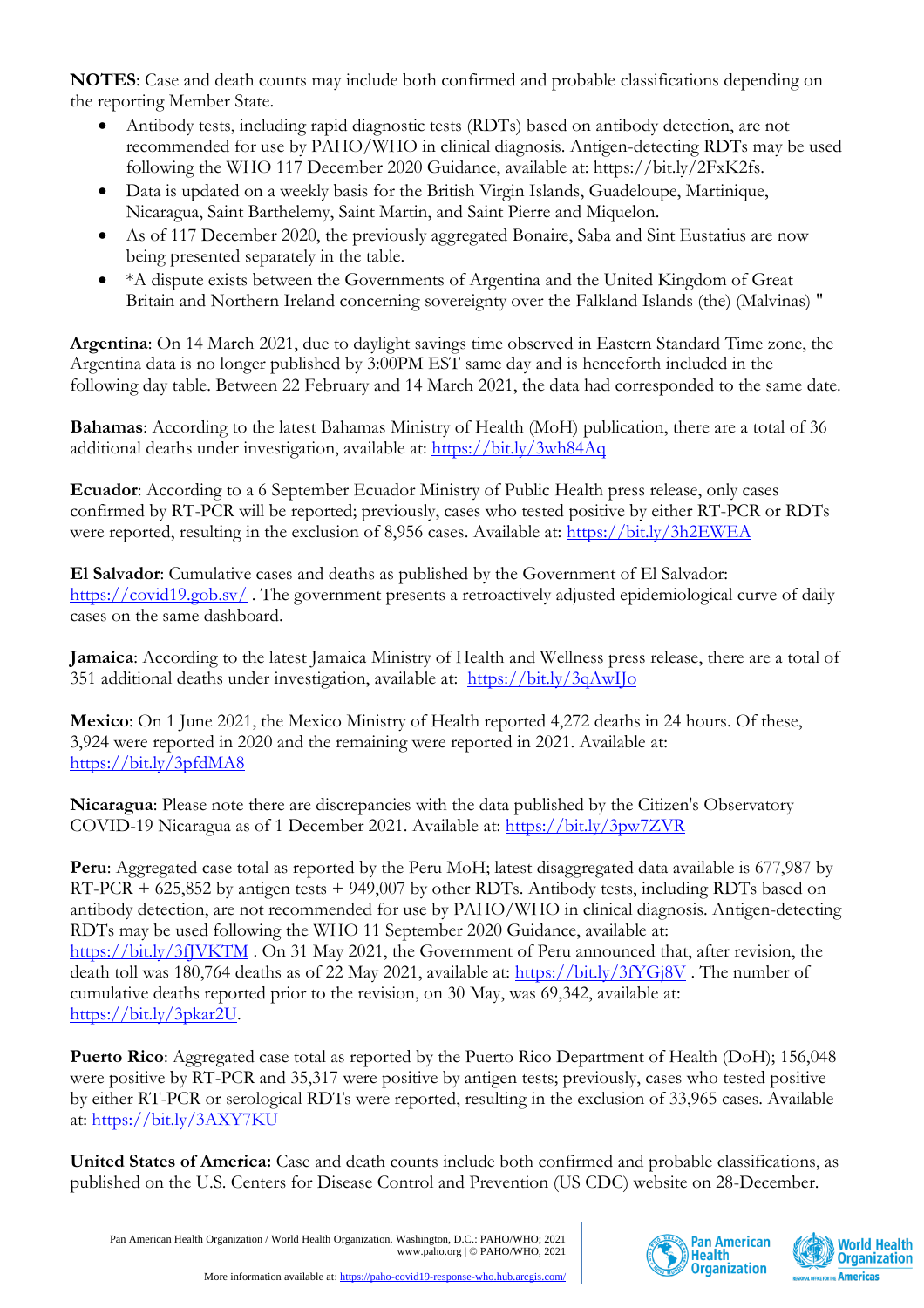**NOTES**: Case and death counts may include both confirmed and probable classifications depending on the reporting Member State.

- Antibody tests, including rapid diagnostic tests (RDTs) based on antibody detection, are not recommended for use by PAHO/WHO in clinical diagnosis. Antigen-detecting RDTs may be used following the WHO 117 December 2020 Guidance, available at: https://bit.ly/2FxK2fs.
- Data is updated on a weekly basis for the British Virgin Islands, Guadeloupe, Martinique, Nicaragua, Saint Barthelemy, Saint Martin, and Saint Pierre and Miquelon.
- As of 117 December 2020, the previously aggregated Bonaire, Saba and Sint Eustatius are now being presented separately in the table.
- *A dispute exists between the Governments of Argentina and the United Kingdom of Great Britain and Northern Ireland concerning sovereignty over the Falkland Islands (the) (Malvinas) "

**Argentina**: On 14 March 2021, due to daylight savings time observed in Eastern Standard Time zone, the Argentina data is no longer published by 3:00PM EST same day and is henceforth included in the following day table. Between 22 February and 14 March 2021, the data had corresponded to the same date.

**Bahamas**: According to the latest Bahamas Ministry of Health (MoH) publication, there are a total of 36 additional deaths under investigation, available at: https://bit.ly/3wh84Aq

**Ecuador**: According to a 6 September Ecuador Ministry of Public Health press release, only cases confirmed by RT-PCR will be reported; previously, cases who tested positive by either RT-PCR or RDTs were reported, resulting in the exclusion of 8,956 cases. Available at: https://bit.ly/3h2EWEA

**El Salvador**: Cumulative cases and deaths as published by the Government of El Salvador: https://covid19.gob.sv/ . The government presents a retroactively adjusted epidemiological curve of daily cases on the same dashboard.

**Jamaica**: According to the latest Jamaica Ministry of Health and Wellness press release, there are a total of 351 additional deaths under investigation, available at: https://bit.ly/3qAwIJo

**Mexico**: On 1 June 2021, the Mexico Ministry of Health reported 4,272 deaths in 24 hours. Of these, 3,924 were reported in 2020 and the remaining were reported in 2021. Available at: https://bit.ly/3pfdMA8

**Nicaragua**: Please note there are discrepancies with the data published by the Citizen's Observatory COVID-19 Nicaragua as of 1 December 2021. Available at: https://bit.ly/3pw7ZVR

**Peru**: Aggregated case total as reported by the Peru MoH; latest disaggregated data available is 677,987 by RT-PCR + 625,852 by antigen tests + 949,007 by other RDTs. Antibody tests, including RDTs based on antibody detection, are not recommended for use by PAHO/WHO in clinical diagnosis. Antigen-detecting RDTs may be used following the WHO 11 September 2020 Guidance, available at: https://bit.ly/3fJVKTM . On 31 May 2021, the Government of Peru announced that, after revision, the death toll was 180,764 deaths as of 22 May 2021, available at: https://bit.ly/3fYGj8V . The number of cumulative deaths reported prior to the revision, on 30 May, was 69,342, available at: https://bit.ly/3pkar2U.

**Puerto Rico**: Aggregated case total as reported by the Puerto Rico Department of Health (DoH); 156,048 were positive by RT-PCR and 35,317 were positive by antigen tests; previously, cases who tested positive by either RT-PCR or serological RDTs were reported, resulting in the exclusion of 33,965 cases. Available at: https://bit.ly/3AXY7KU

**United States of America:** Case and death counts include both confirmed and probable classifications, as published on the U.S. Centers for Disease Control and Prevention (US CDC) website on 28-December.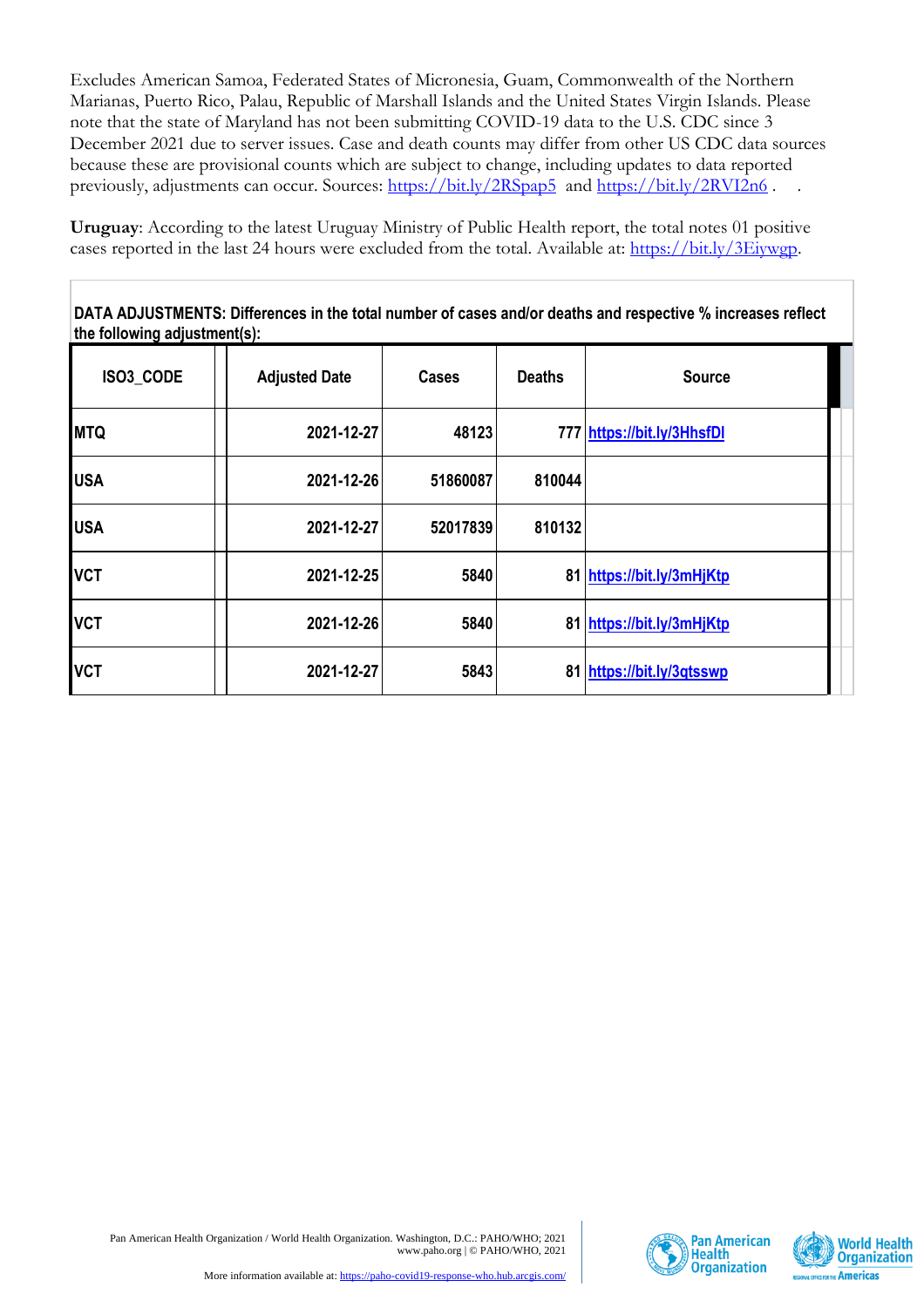Excludes American Samoa, Federated States of Micronesia, Guam, Commonwealth of the Northern Marianas, Puerto Rico, Palau, Republic of Marshall Islands and the United States Virgin Islands. Please note that the state of Maryland has not been submitting COVID-19 data to the U.S. CDC since 3 December 2021 due to server issues. Case and death counts may differ from other US CDC data sources because these are provisional counts which are subject to change, including updates to data reported previously, adjustments can occur. Sources: https://bit.ly/2RSpap5 and https://bit.ly/2RVI2n6 . .

**Uruguay**: According to the latest Uruguay Ministry of Public Health report, the total notes 01 positive cases reported in the last 24 hours were excluded from the total. Available at: https://bit.ly/3Eiywgp.

**DATA ADJUSTMENTS: Differences in the total number of cases and/or deaths and respective % increases reflect the following adjustment(s):**

| ISO3_CODE | Adjusted Date | Cases | Deaths | Source |
|---|---|---|---|---|
| MTQ | 2021-12-27 | 48123 | 777 | https://bit.ly/3HhsfDl |
| USA | 2021-12-26 | 51860087 | 810044 | |
| USA | 2021-12-27 | 52017839 | 810132 | |
| VCT | 2021-12-25 | 5840 | 81 | https://bit.ly/3mHjKtp |
| VCT | 2021-12-26 | 5840 | 81 | https://bit.ly/3mHjKtp |
| VCT | 2021-12-27 | 5843 | 81 | https://bit.ly/3qtsswp |

Pan American Health Organization / World Health Organization. Washington, D.C.: PAHO/WHO; 2021
www.paho.org | © PAHO/WHO, 2021

More information available at: https://paho-covid19-response-who.hub.arcgis.com/